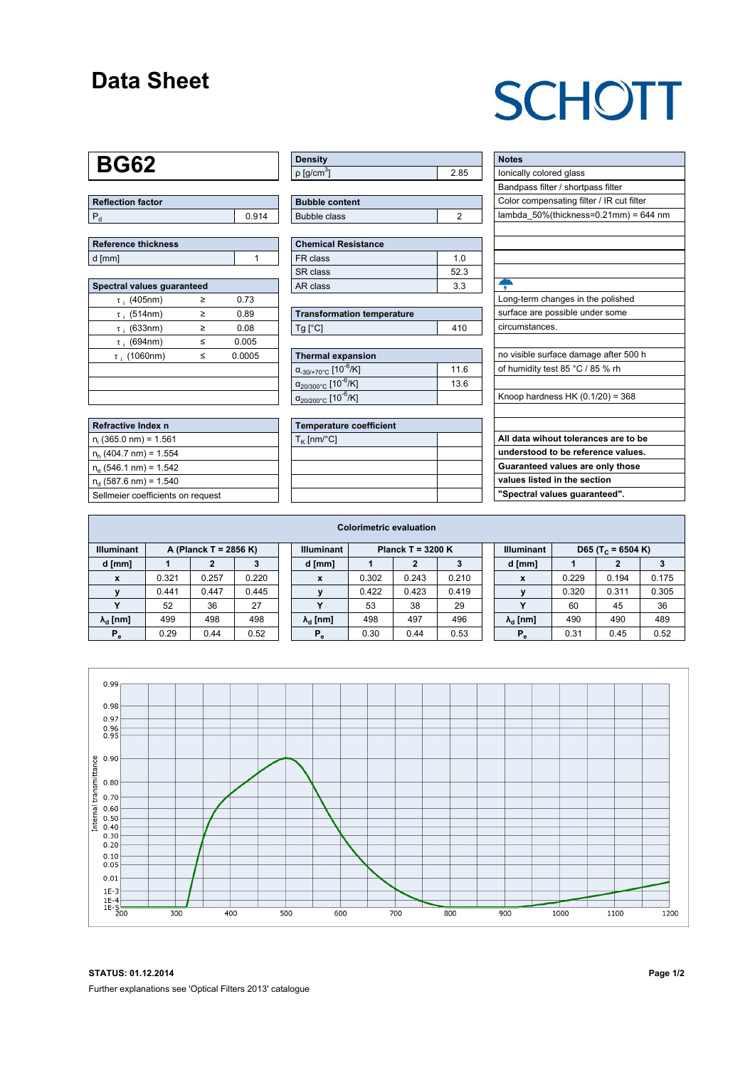# Data Sheet

SCHOTT

## BG62

| Reflection factor | |
|---|---|
| $P_d$ | 0.914 |

| Reference thickness | |
|---|---|
| d [mm] | 1 |

| Spectral values guaranteed | | |
|---|---|---|
| $\tau_i$ (405nm) | ≥ | 0.73 |
| $\tau_i$ (514nm) | ≥ | 0.89 |
| $\tau_i$ (633nm) | ≥ | 0.08 |
| $\tau_i$ (694nm) | ≤ | 0.005 |
| $\tau_i$ (1060nm) | ≤ | 0.0005 |

| Refractive Index n |
|---|
| $n_i$ (365.0 nm) = 1.561 |
| $n_h$ (404.7 nm) = 1.554 |
| $n_e$ (546.1 nm) = 1.542 |
| $n_d$ (587.6 nm) = 1.540 |
| Sellmeier coefficients on request |

| Density | |
|---|---|
| ρ [g/cm$^3$] | 2.85 |

| Bubble content | |
|---|---|
| Bubble class | 2 |

| Chemical Resistance | |
|---|---|
| FR class | 1.0 |
| SR class | 52.3 |
| AR class | 3.3 |

| Transformation temperature | |
|---|---|
| Tg [°C] | 410 |

| Thermal expansion | |
|---|---|
| $\alpha_{-30/+70°C}$ [$10^{-6}$/K] | 11.6 |
| $\alpha_{20/300°C}$ [$10^{-6}$/K] | 13.6 |
| $\alpha_{20/200°C}$ [$10^{-6}$/K] | |

| Temperature coefficient | |
|---|---|
| $T_K$ [nm/°C] | |

| Notes |
|---|
| Ionically colored glass |
| Bandpass filter / shortpass filter |
| Color compensating filter / IR cut filter |
| lambda_50%(thickness=0.21mm) = 644 nm |
| Long-term changes in the polished surface are possible under some circumstances. |
| no visible surface damage after 500 h of humidity test 85 °C / 85 % rh |
| Knoop hardness HK (0.1/20) = 368 |
| **All data wihout tolerances are to be understood to be reference values. Guaranteed values are only those values listed in the section "Spectral values guaranteed".** |

## Colorimetric evaluation

| Illuminant | A (Planck T = 2856 K) | | |
|---|---|---|---|
| d [mm] | 1 | 2 | 3 |
| x | 0.321 | 0.257 | 0.220 |
| y | 0.441 | 0.447 | 0.445 |
| Y | 52 | 36 | 27 |
| $\lambda_d$ [nm] | 499 | 498 | 498 |
| $P_e$ | 0.29 | 0.44 | 0.52 |

| Illuminant | Planck T = 3200 K | | |
|---|---|---|---|
| d [mm] | 1 | 2 | 3 |
| x | 0.302 | 0.243 | 0.210 |
| y | 0.422 | 0.423 | 0.419 |
| Y | 53 | 38 | 29 |
| $\lambda_d$ [nm] | 498 | 497 | 496 |
| $P_e$ | 0.30 | 0.44 | 0.53 |

| Illuminant | D65 ($T_C$ = 6504 K) | | |
|---|---|---|---|
| d [mm] | 1 | 2 | 3 |
| x | 0.229 | 0.194 | 0.175 |
| y | 0.320 | 0.311 | 0.305 |
| Y | 60 | 45 | 36 |
| $\lambda_d$ [nm] | 490 | 490 | 489 |
| $P_e$ | 0.31 | 0.45 | 0.52 |

**STATUS: 01.12.2014**

Further explanations see 'Optical Filters 2013' catalogue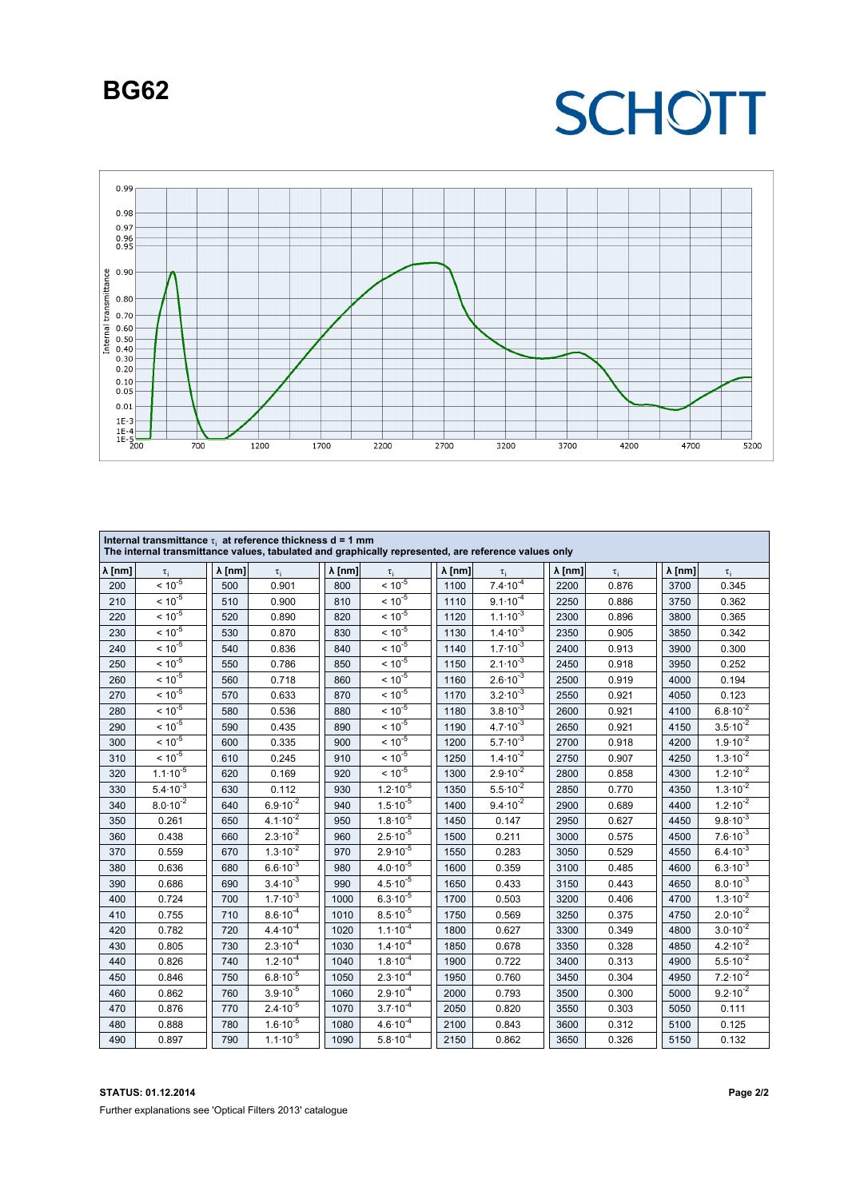# BG62

SCHOTT

0.99
0.98
0.97
0.96
0.95
0.90
0.80
0.70
0.60
0.50
0.40
0.30
0.20
0.10
0.05
0.01
1E-3
1E-4
1E-5

Internal transmittance

200 700 1200 1700 2200 2700 3200 3700 4200 4700 5200

**Internal transmittance $\tau_i$ at reference thickness d = 1 mm**
**The internal transmittance values, tabulated and graphically represented, are reference values only**

| λ [nm] | $\tau_i$ | λ [nm] | $\tau_i$ | λ [nm] | $\tau_i$ | λ [nm] | $\tau_i$ | λ [nm] | $\tau_i$ | λ [nm] | $\tau_i$ |
|---|---|---|---|---|---|---|---|---|---|---|---|
| 200 | $< 10^{-5}$ | 500 | 0.901 | 800 | $< 10^{-5}$ | 1100 | $7.4 \cdot 10^{-4}$ | 2200 | 0.876 | 3700 | 0.345 |
| 210 | $< 10^{-5}$ | 510 | 0.900 | 810 | $< 10^{-5}$ | 1110 | $9.1 \cdot 10^{-4}$ | 2250 | 0.886 | 3750 | 0.362 |
| 220 | $< 10^{-5}$ | 520 | 0.890 | 820 | $< 10^{-5}$ | 1120 | $1.1 \cdot 10^{-3}$ | 2300 | 0.896 | 3800 | 0.365 |
| 230 | $< 10^{-5}$ | 530 | 0.870 | 830 | $< 10^{-5}$ | 1130 | $1.4 \cdot 10^{-3}$ | 2350 | 0.905 | 3850 | 0.342 |
| 240 | $< 10^{-5}$ | 540 | 0.836 | 840 | $< 10^{-5}$ | 1140 | $1.7 \cdot 10^{-3}$ | 2400 | 0.913 | 3900 | 0.300 |
| 250 | $< 10^{-5}$ | 550 | 0.786 | 850 | $< 10^{-5}$ | 1150 | $2.1 \cdot 10^{-3}$ | 2450 | 0.918 | 3950 | 0.252 |
| 260 | $< 10^{-5}$ | 560 | 0.718 | 860 | $< 10^{-5}$ | 1160 | $2.6 \cdot 10^{-3}$ | 2500 | 0.919 | 4000 | 0.194 |
| 270 | $< 10^{-5}$ | 570 | 0.633 | 870 | $< 10^{-5}$ | 1170 | $3.2 \cdot 10^{-3}$ | 2550 | 0.921 | 4050 | 0.123 |
| 280 | $< 10^{-5}$ | 580 | 0.536 | 880 | $< 10^{-5}$ | 1180 | $3.8 \cdot 10^{-3}$ | 2600 | 0.921 | 4100 | $6.8 \cdot 10^{-2}$ |
| 290 | $< 10^{-5}$ | 590 | 0.435 | 890 | $< 10^{-5}$ | 1190 | $4.7 \cdot 10^{-3}$ | 2650 | 0.921 | 4150 | $3.5 \cdot 10^{-2}$ |
| 300 | $< 10^{-5}$ | 600 | 0.335 | 900 | $< 10^{-5}$ | 1200 | $5.7 \cdot 10^{-3}$ | 2700 | 0.918 | 4200 | $1.9 \cdot 10^{-2}$ |
| 310 | $< 10^{-5}$ | 610 | 0.245 | 910 | $< 10^{-5}$ | 1250 | $1.4 \cdot 10^{-2}$ | 2750 | 0.907 | 4250 | $1.3 \cdot 10^{-2}$ |
| 320 | $1.1 \cdot 10^{-5}$ | 620 | 0.169 | 920 | $< 10^{-5}$ | 1300 | $2.9 \cdot 10^{-2}$ | 2800 | 0.858 | 4300 | $1.2 \cdot 10^{-2}$ |
| 330 | $5.4 \cdot 10^{-3}$ | 630 | 0.112 | 930 | $1.2 \cdot 10^{-5}$ | 1350 | $5.5 \cdot 10^{-2}$ | 2850 | 0.770 | 4350 | $1.3 \cdot 10^{-2}$ |
| 340 | $8.0 \cdot 10^{-2}$ | 640 | $6.9 \cdot 10^{-2}$ | 940 | $1.5 \cdot 10^{-5}$ | 1400 | $9.4 \cdot 10^{-2}$ | 2900 | 0.689 | 4400 | $1.2 \cdot 10^{-2}$ |
| 350 | 0.261 | 650 | $4.1 \cdot 10^{-2}$ | 950 | $1.8 \cdot 10^{-5}$ | 1450 | 0.147 | 2950 | 0.627 | 4450 | $9.8 \cdot 10^{-3}$ |
| 360 | 0.438 | 660 | $2.3 \cdot 10^{-2}$ | 960 | $2.5 \cdot 10^{-5}$ | 1500 | 0.211 | 3000 | 0.575 | 4500 | $7.6 \cdot 10^{-3}$ |
| 370 | 0.559 | 670 | $1.3 \cdot 10^{-2}$ | 970 | $2.9 \cdot 10^{-5}$ | 1550 | 0.283 | 3050 | 0.529 | 4550 | $6.4 \cdot 10^{-3}$ |
| 380 | 0.636 | 680 | $6.6 \cdot 10^{-3}$ | 980 | $4.0 \cdot 10^{-5}$ | 1600 | 0.359 | 3100 | 0.485 | 4600 | $6.3 \cdot 10^{-3}$ |
| 390 | 0.686 | 690 | $3.4 \cdot 10^{-3}$ | 990 | $4.5 \cdot 10^{-5}$ | 1650 | 0.433 | 3150 | 0.443 | 4650 | $8.0 \cdot 10^{-3}$ |
| 400 | 0.724 | 700 | $1.7 \cdot 10^{-3}$ | 1000 | $6.3 \cdot 10^{-5}$ | 1700 | 0.503 | 3200 | 0.406 | 4700 | $1.3 \cdot 10^{-2}$ |
| 410 | 0.755 | 710 | $8.6 \cdot 10^{-4}$ | 1010 | $8.5 \cdot 10^{-5}$ | 1750 | 0.569 | 3250 | 0.375 | 4750 | $2.0 \cdot 10^{-2}$ |
| 420 | 0.782 | 720 | $4.4 \cdot 10^{-4}$ | 1020 | $1.1 \cdot 10^{-4}$ | 1800 | 0.627 | 3300 | 0.349 | 4800 | $3.0 \cdot 10^{-2}$ |
| 430 | 0.805 | 730 | $2.3 \cdot 10^{-4}$ | 1030 | $1.4 \cdot 10^{-4}$ | 1850 | 0.678 | 3350 | 0.328 | 4850 | $4.2 \cdot 10^{-2}$ |
| 440 | 0.826 | 740 | $1.2 \cdot 10^{-4}$ | 1040 | $1.8 \cdot 10^{-4}$ | 1900 | 0.722 | 3400 | 0.313 | 4900 | $5.5 \cdot 10^{-2}$ |
| 450 | 0.846 | 750 | $6.8 \cdot 10^{-5}$ | 1050 | $2.3 \cdot 10^{-4}$ | 1950 | 0.760 | 3450 | 0.304 | 4950 | $7.2 \cdot 10^{-2}$ |
| 460 | 0.862 | 760 | $3.9 \cdot 10^{-5}$ | 1060 | $2.9 \cdot 10^{-4}$ | 2000 | 0.793 | 3500 | 0.300 | 5000 | $9.2 \cdot 10^{-2}$ |
| 470 | 0.876 | 770 | $2.4 \cdot 10^{-5}$ | 1070 | $3.7 \cdot 10^{-4}$ | 2050 | 0.820 | 3550 | 0.303 | 5050 | 0.111 |
| 480 | 0.888 | 780 | $1.6 \cdot 10^{-5}$ | 1080 | $4.6 \cdot 10^{-4}$ | 2100 | 0.843 | 3600 | 0.312 | 5100 | 0.125 |
| 490 | 0.897 | 790 | $1.1 \cdot 10^{-5}$ | 1090 | $5.8 \cdot 10^{-4}$ | 2150 | 0.862 | 3650 | 0.326 | 5150 | 0.132 |

**STATUS: 01.12.2014**

Further explanations see 'Optical Filters 2013' catalogue